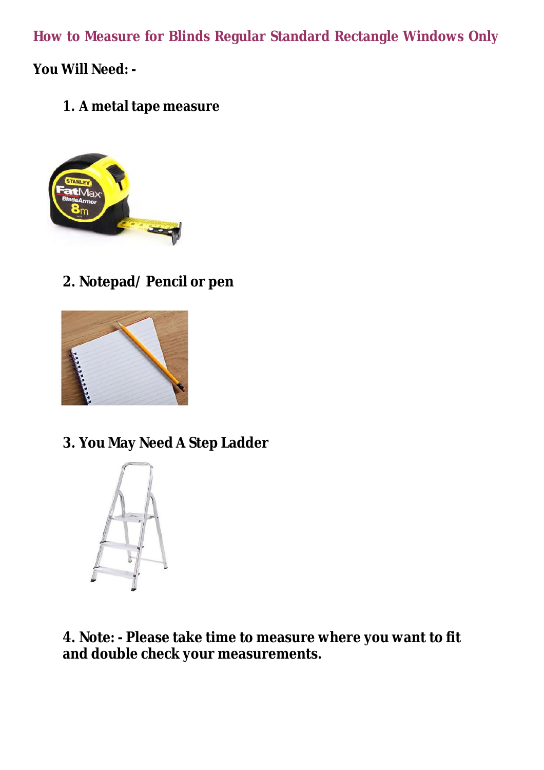# How to Measure for Blinds Regular Standard Rectangle Windows Only

**You Will Need: -**

1. **A metal tape measure**

2. **Notepad/ Pencil or pen**

3. **You May Need A Step Ladder**

4. **Note: - Please take time to measure where you want to fit and double check your measurements.**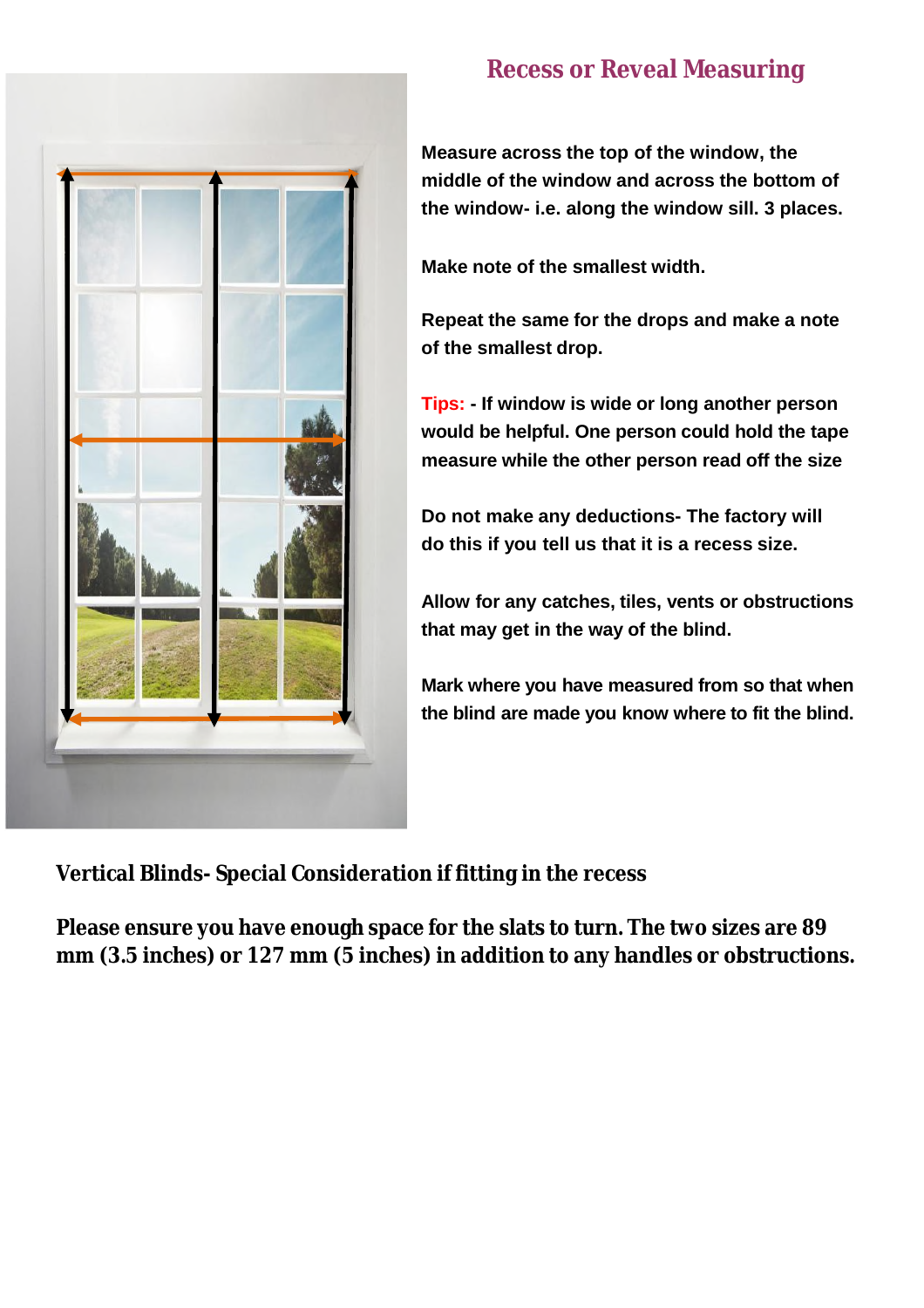## Recess or Reveal Measuring

**Measure across the top of the window, the middle of the window and across the bottom of the window- i.e. along the window sill. 3 places.**

**Make note of the smallest width.**

**Repeat the same for the drops and make a note of the smallest drop.**

**Tips: - If window is wide or long another person would be helpful. One person could hold the tape measure while the other person read off the size**

**Do not make any deductions- The factory will do this if you tell us that it is a recess size.**

**Allow for any catches, tiles, vents or obstructions that may get in the way of the blind.**

**Mark where you have measured from so that when the blind are made you know where to fit the blind.**

**Vertical Blinds- Special Consideration if fitting in the recess**

**Please ensure you have enough space for the slats to turn. The two sizes are 89 mm (3.5 inches) or 127 mm (5 inches) in addition to any handles or obstructions.**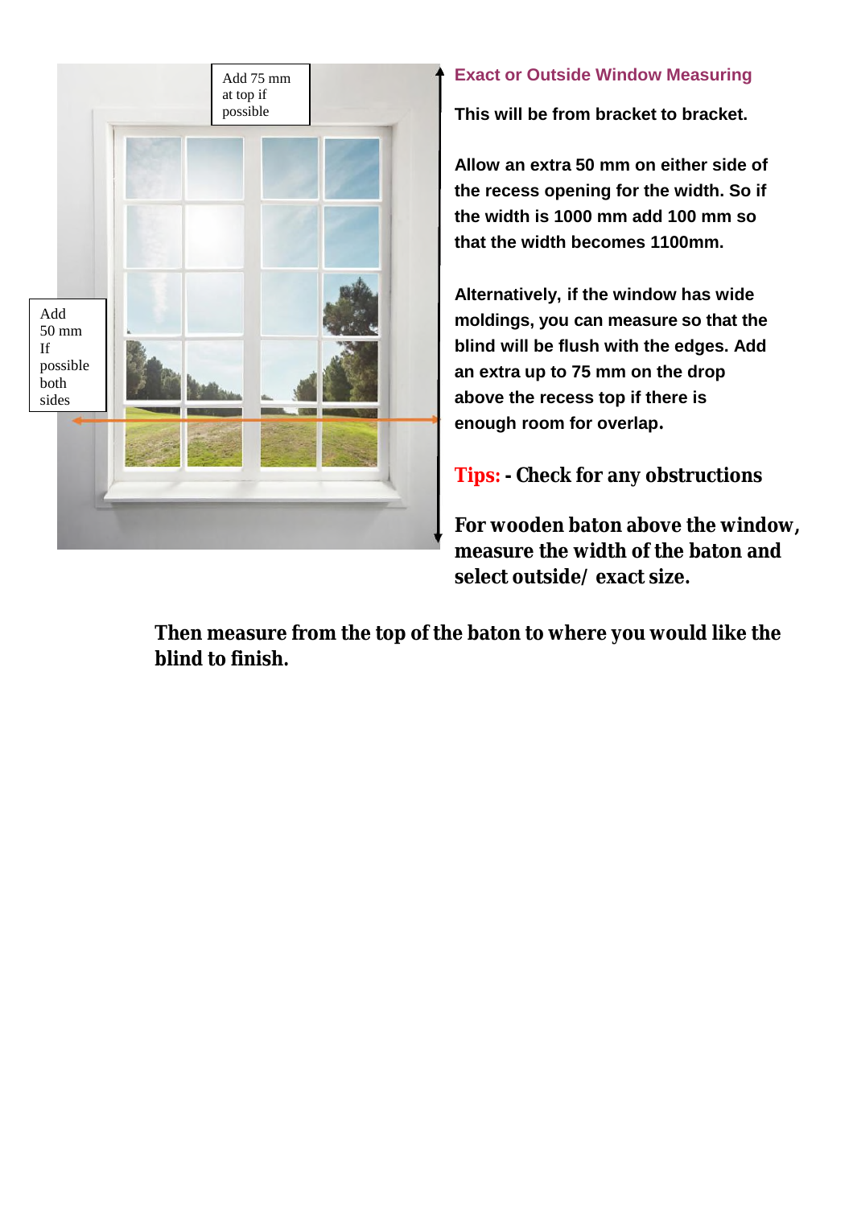Add 75 mm at top if possible

Add 50 mm If possible both sides

## Exact or Outside Window Measuring

**This will be from bracket to bracket.**

**Allow an extra 50 mm on either side of the recess opening for the width. So if the width is 1000 mm add 100 mm so that the width becomes 1100mm.**

**Alternatively, if the window has wide moldings, you can measure so that the blind will be flush with the edges. Add an extra up to 75 mm on the drop above the recess top if there is enough room for overlap.**

**Tips: - Check for any obstructions**

**For wooden baton above the window, measure the width of the baton and select outside/ exact size.**

**Then measure from the top of the baton to where you would like the blind to finish.**